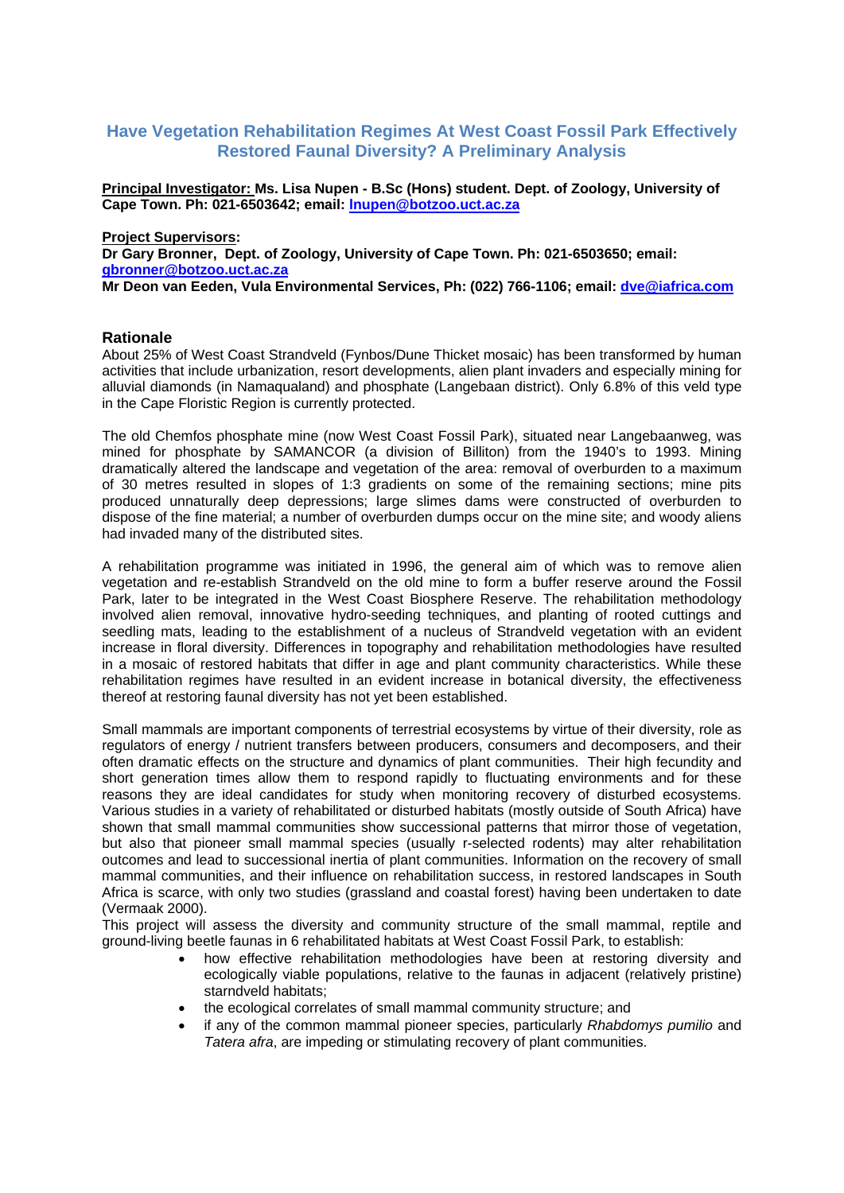# Have Vegetation Rehabilitation Regimes At West Coast Fossil Park Effectively Restored Faunal Diversity? A Preliminary Analysis

**Principal Investigator: Ms. Lisa Nupen - B.Sc (Hons) student. Dept. of Zoology, University of Cape Town. Ph: 021-6503642; email: lnupen@botzoo.uct.ac.za**

**Project Supervisors:**
**Dr Gary Bronner, Dept. of Zoology, University of Cape Town. Ph: 021-6503650; email: gbronner@botzoo.uct.ac.za**
**Mr Deon van Eeden, Vula Environmental Services, Ph: (022) 766-1106; email: dve@iafrica.com**

## Rationale

About 25% of West Coast Strandveld (Fynbos/Dune Thicket mosaic) has been transformed by human activities that include urbanization, resort developments, alien plant invaders and especially mining for alluvial diamonds (in Namaqualand) and phosphate (Langebaan district). Only 6.8% of this veld type in the Cape Floristic Region is currently protected.

The old Chemfos phosphate mine (now West Coast Fossil Park), situated near Langebaanweg, was mined for phosphate by SAMANCOR (a division of Billiton) from the 1940's to 1993. Mining dramatically altered the landscape and vegetation of the area: removal of overburden to a maximum of 30 metres resulted in slopes of 1:3 gradients on some of the remaining sections; mine pits produced unnaturally deep depressions; large slimes dams were constructed of overburden to dispose of the fine material; a number of overburden dumps occur on the mine site; and woody aliens had invaded many of the distributed sites.

A rehabilitation programme was initiated in 1996, the general aim of which was to remove alien vegetation and re-establish Strandveld on the old mine to form a buffer reserve around the Fossil Park, later to be integrated in the West Coast Biosphere Reserve. The rehabilitation methodology involved alien removal, innovative hydro-seeding techniques, and planting of rooted cuttings and seedling mats, leading to the establishment of a nucleus of Strandveld vegetation with an evident increase in floral diversity. Differences in topography and rehabilitation methodologies have resulted in a mosaic of restored habitats that differ in age and plant community characteristics. While these rehabilitation regimes have resulted in an evident increase in botanical diversity, the effectiveness thereof at restoring faunal diversity has not yet been established.

Small mammals are important components of terrestrial ecosystems by virtue of their diversity, role as regulators of energy / nutrient transfers between producers, consumers and decomposers, and their often dramatic effects on the structure and dynamics of plant communities. Their high fecundity and short generation times allow them to respond rapidly to fluctuating environments and for these reasons they are ideal candidates for study when monitoring recovery of disturbed ecosystems. Various studies in a variety of rehabilitated or disturbed habitats (mostly outside of South Africa) have shown that small mammal communities show successional patterns that mirror those of vegetation, but also that pioneer small mammal species (usually r-selected rodents) may alter rehabilitation outcomes and lead to successional inertia of plant communities. Information on the recovery of small mammal communities, and their influence on rehabilitation success, in restored landscapes in South Africa is scarce, with only two studies (grassland and coastal forest) having been undertaken to date (Vermaak 2000).

This project will assess the diversity and community structure of the small mammal, reptile and ground-living beetle faunas in 6 rehabilitated habitats at West Coast Fossil Park, to establish:

- how effective rehabilitation methodologies have been at restoring diversity and ecologically viable populations, relative to the faunas in adjacent (relatively pristine) starndveld habitats;
- the ecological correlates of small mammal community structure; and
- if any of the common mammal pioneer species, particularly *Rhabdomys pumilio* and *Tatera afra*, are impeding or stimulating recovery of plant communities.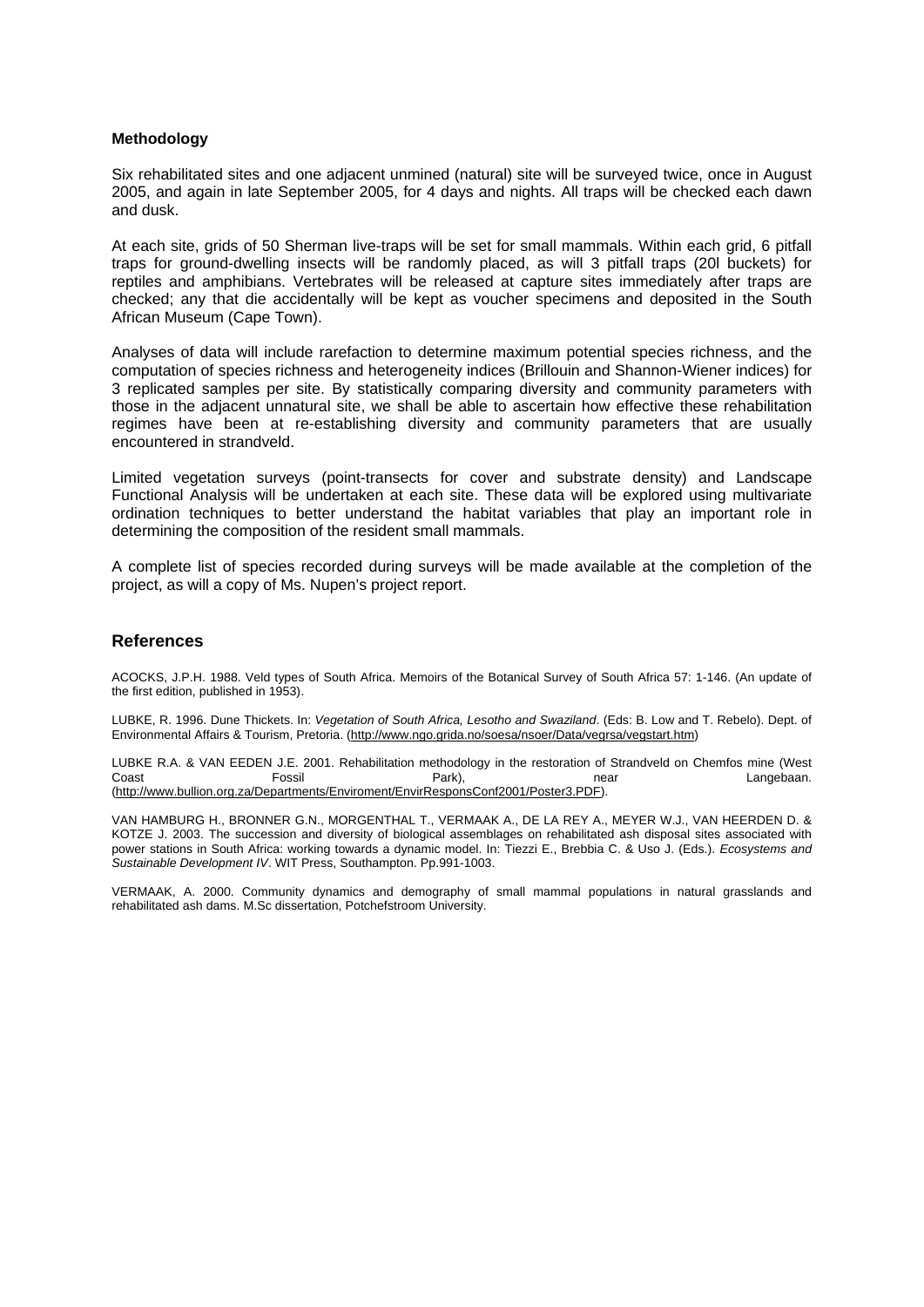**Methodology**

Six rehabilitated sites and one adjacent unmined (natural) site will be surveyed twice, once in August 2005, and again in late September 2005, for 4 days and nights. All traps will be checked each dawn and dusk.

At each site, grids of 50 Sherman live-traps will be set for small mammals. Within each grid, 6 pitfall traps for ground-dwelling insects will be randomly placed, as will 3 pitfall traps (20l buckets) for reptiles and amphibians. Vertebrates will be released at capture sites immediately after traps are checked; any that die accidentally will be kept as voucher specimens and deposited in the South African Museum (Cape Town).

Analyses of data will include rarefaction to determine maximum potential species richness, and the computation of species richness and heterogeneity indices (Brillouin and Shannon-Wiener indices) for 3 replicated samples per site. By statistically comparing diversity and community parameters with those in the adjacent unnatural site, we shall be able to ascertain how effective these rehabilitation regimes have been at re-establishing diversity and community parameters that are usually encountered in strandveld.

Limited vegetation surveys (point-transects for cover and substrate density) and Landscape Functional Analysis will be undertaken at each site. These data will be explored using multivariate ordination techniques to better understand the habitat variables that play an important role in determining the composition of the resident small mammals.

A complete list of species recorded during surveys will be made available at the completion of the project, as will a copy of Ms. Nupen's project report.

## References

ACOCKS, J.P.H. 1988. Veld types of South Africa. Memoirs of the Botanical Survey of South Africa 57: 1-146. (An update of the first edition, published in 1953).

LUBKE, R. 1996. Dune Thickets. In: *Vegetation of South Africa, Lesotho and Swaziland*. (Eds: B. Low and T. Rebelo). Dept. of Environmental Affairs & Tourism, Pretoria. (http://www.ngo.grida.no/soesa/nsoer/Data/vegrsa/vegstart.htm)

LUBKE R.A. & VAN EEDEN J.E. 2001. Rehabilitation methodology in the restoration of Strandveld on Chemfos mine (West Coast Fossil Park), near Langebaan. (http://www.bullion.org.za/Departments/Enviroment/EnvirResponsConf2001/Poster3.PDF).

VAN HAMBURG H., BRONNER G.N., MORGENTHAL T., VERMAAK A., DE LA REY A., MEYER W.J., VAN HEERDEN D. & KOTZE J. 2003. The succession and diversity of biological assemblages on rehabilitated ash disposal sites associated with power stations in South Africa: working towards a dynamic model. In: Tiezzi E., Brebbia C. & Uso J. (Eds.). *Ecosystems and Sustainable Development IV*. WIT Press, Southampton. Pp.991-1003.

VERMAAK, A. 2000. Community dynamics and demography of small mammal populations in natural grasslands and rehabilitated ash dams. M.Sc dissertation, Potchefstroom University.